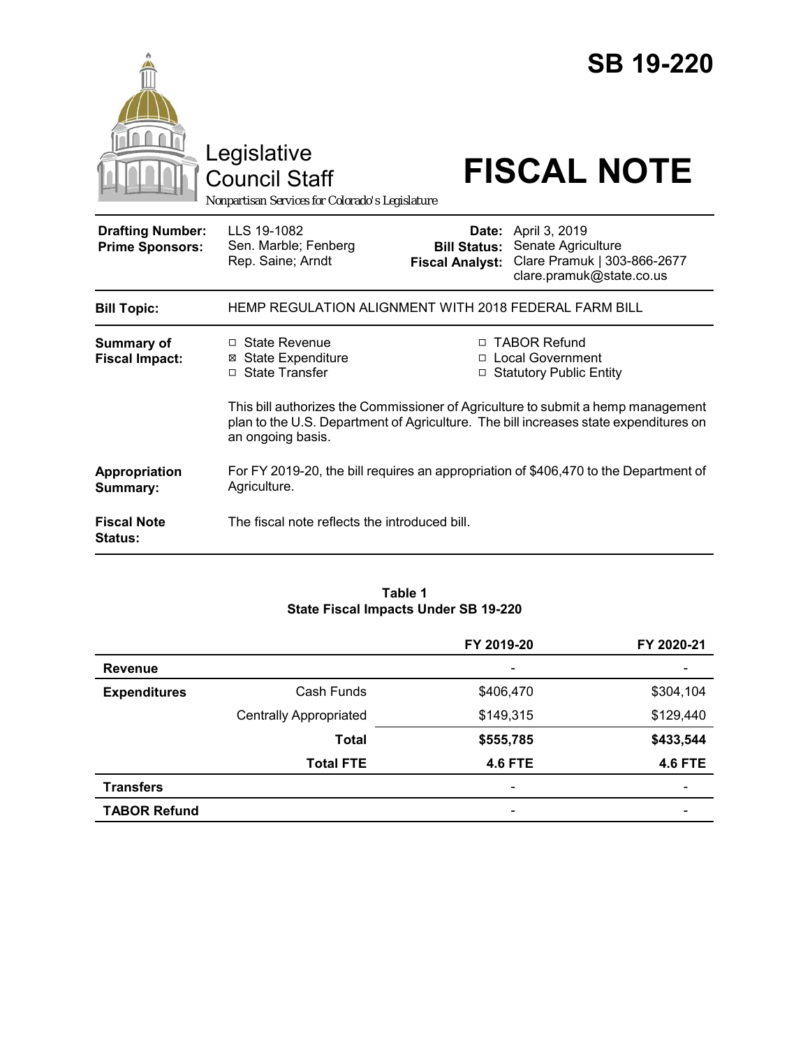# SB 19-220

Legislative Council Staff

*Nonpartisan Services for Colorado's Legislature*

# FISCAL NOTE

| | | | |
|---|---|---|---|
| **Drafting Number:** | LLS 19-1082 | **Date:** | April 3, 2019 |
| **Prime Sponsors:** | Sen. Marble; Fenberg<br>Rep. Saine; Arndt | **Bill Status:** | Senate Agriculture |
| | | **Fiscal Analyst:** | Clare Pramuk \| 303-866-2677<br>clare.pramuk@state.co.us |

**Bill Topic:** HEMP REGULATION ALIGNMENT WITH 2018 FEDERAL FARM BILL

**Summary of Fiscal Impact:**

- ☐ State Revenue
- ☒ State Expenditure
- ☐ State Transfer
- ☐ TABOR Refund
- ☐ Local Government
- ☐ Statutory Public Entity

This bill authorizes the Commissioner of Agriculture to submit a hemp management plan to the U.S. Department of Agriculture. The bill increases state expenditures on an ongoing basis.

**Appropriation Summary:** For FY 2019-20, the bill requires an appropriation of $406,470 to the Department of Agriculture.

**Fiscal Note Status:** The fiscal note reflects the introduced bill.

**Table 1**
**State Fiscal Impacts Under SB 19-220**

| | | FY 2019-20 | FY 2020-21 |
|---|---|---|---|
| **Revenue** | | - | - |
| **Expenditures** | Cash Funds | $406,470 | $304,104 |
| | Centrally Appropriated | $149,315 | $129,440 |
| | **Total** | **$555,785** | **$433,544** |
| | **Total FTE** | **4.6 FTE** | **4.6 FTE** |
| **Transfers** | | - | - |
| **TABOR Refund** | | - | - |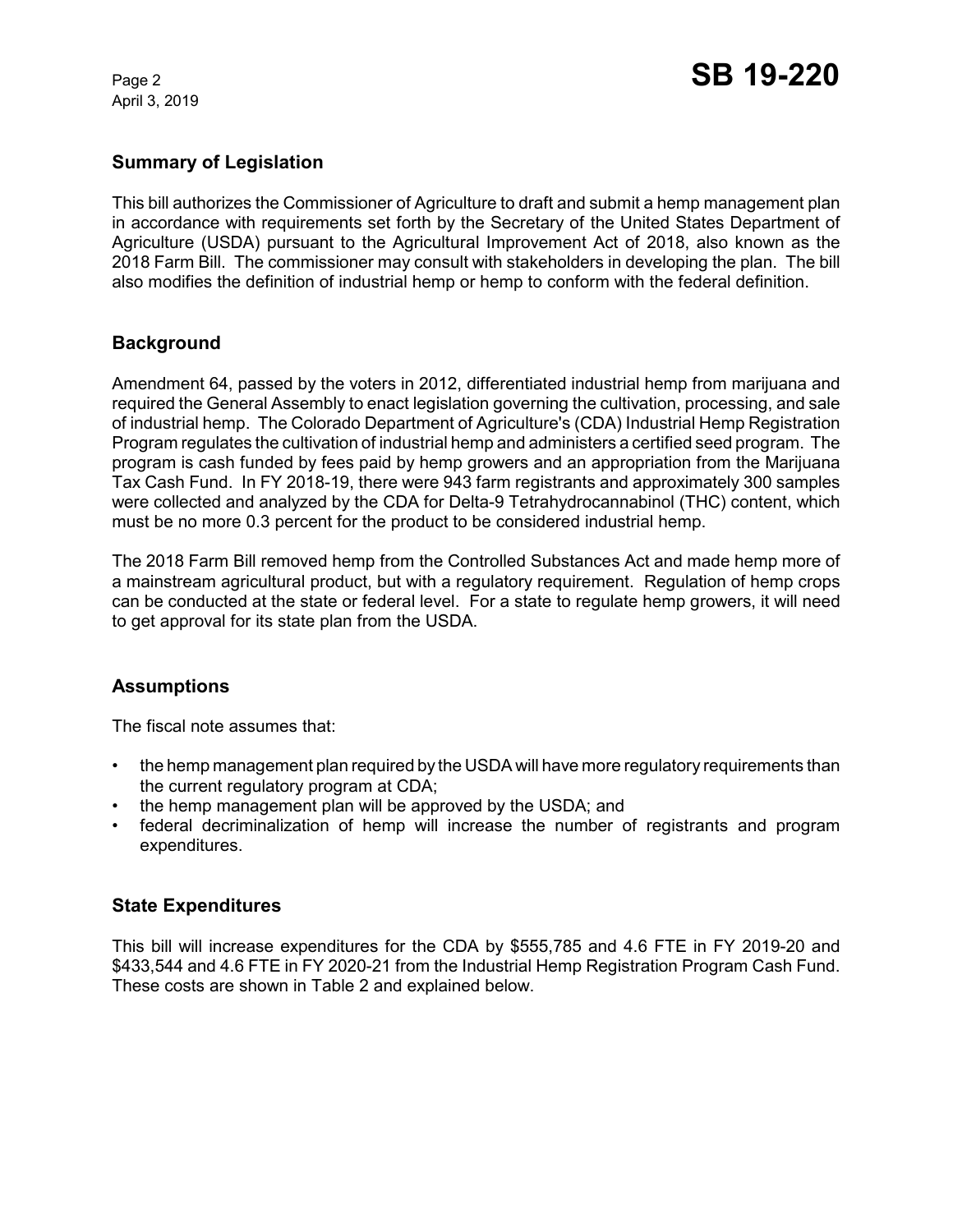## Summary of Legislation

This bill authorizes the Commissioner of Agriculture to draft and submit a hemp management plan in accordance with requirements set forth by the Secretary of the United States Department of Agriculture (USDA) pursuant to the Agricultural Improvement Act of 2018, also known as the 2018 Farm Bill. The commissioner may consult with stakeholders in developing the plan. The bill also modifies the definition of industrial hemp or hemp to conform with the federal definition.

## Background

Amendment 64, passed by the voters in 2012, differentiated industrial hemp from marijuana and required the General Assembly to enact legislation governing the cultivation, processing, and sale of industrial hemp. The Colorado Department of Agriculture's (CDA) Industrial Hemp Registration Program regulates the cultivation of industrial hemp and administers a certified seed program. The program is cash funded by fees paid by hemp growers and an appropriation from the Marijuana Tax Cash Fund. In FY 2018-19, there were 943 farm registrants and approximately 300 samples were collected and analyzed by the CDA for Delta-9 Tetrahydrocannabinol (THC) content, which must be no more 0.3 percent for the product to be considered industrial hemp.

The 2018 Farm Bill removed hemp from the Controlled Substances Act and made hemp more of a mainstream agricultural product, but with a regulatory requirement. Regulation of hemp crops can be conducted at the state or federal level. For a state to regulate hemp growers, it will need to get approval for its state plan from the USDA.

## Assumptions

The fiscal note assumes that:

- the hemp management plan required by the USDA will have more regulatory requirements than the current regulatory program at CDA;
- the hemp management plan will be approved by the USDA; and
- federal decriminalization of hemp will increase the number of registrants and program expenditures.

## State Expenditures

This bill will increase expenditures for the CDA by $555,785 and 4.6 FTE in FY 2019-20 and $433,544 and 4.6 FTE in FY 2020-21 from the Industrial Hemp Registration Program Cash Fund. These costs are shown in Table 2 and explained below.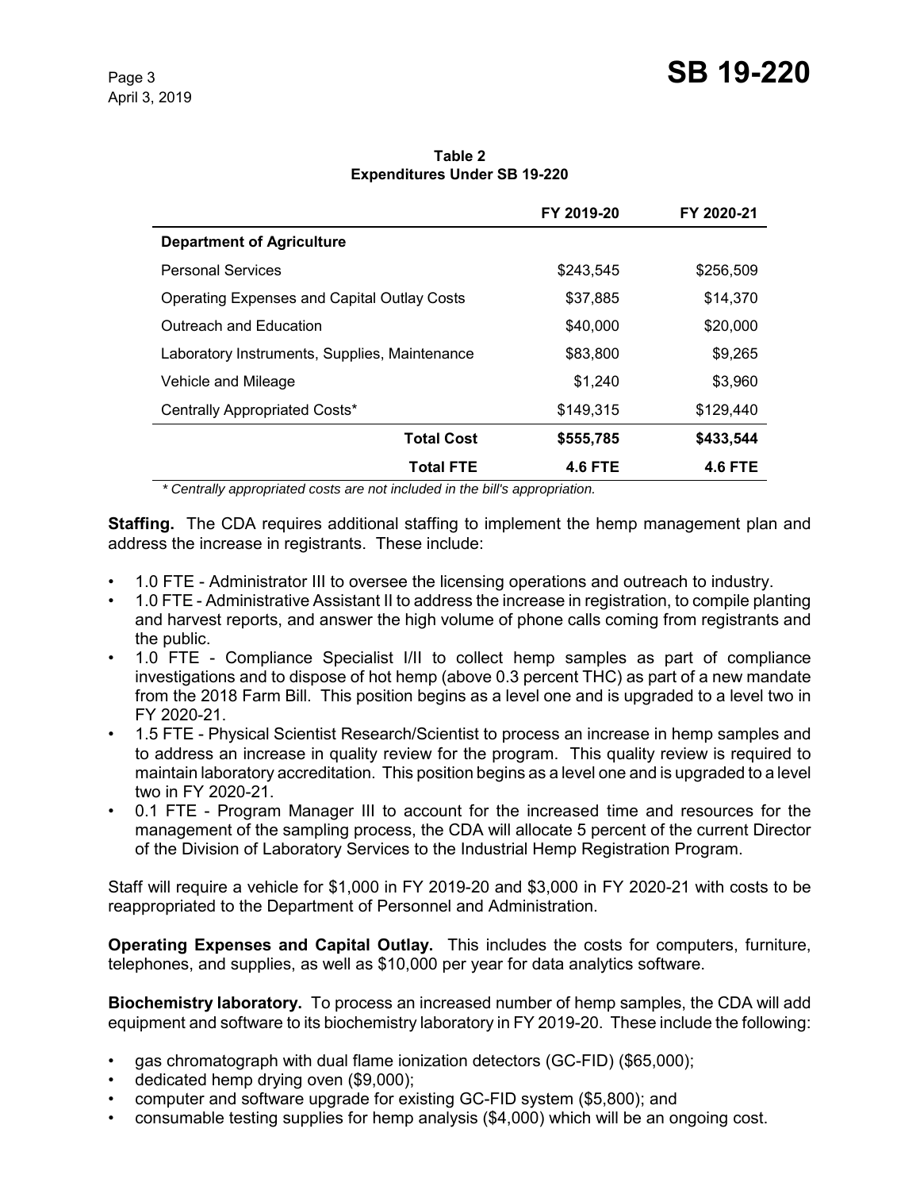**Table 2**
**Expenditures Under SB 19-220**

| | FY 2019-20 | FY 2020-21 |
|---|---|---|
| **Department of Agriculture** | | |
| Personal Services | $243,545 | $256,509 |
| Operating Expenses and Capital Outlay Costs | $37,885 | $14,370 |
| Outreach and Education | $40,000 | $20,000 |
| Laboratory Instruments, Supplies, Maintenance | $83,800 | $9,265 |
| Vehicle and Mileage | $1,240 | $3,960 |
| Centrally Appropriated Costs* | $149,315 | $129,440 |
| **Total Cost** | **$555,785** | **$433,544** |
| **Total FTE** | **4.6 FTE** | **4.6 FTE** |

*\* Centrally appropriated costs are not included in the bill's appropriation.*

**Staffing.** The CDA requires additional staffing to implement the hemp management plan and address the increase in registrants. These include:

- 1.0 FTE - Administrator III to oversee the licensing operations and outreach to industry.
- 1.0 FTE - Administrative Assistant II to address the increase in registration, to compile planting and harvest reports, and answer the high volume of phone calls coming from registrants and the public.
- 1.0 FTE - Compliance Specialist I/II to collect hemp samples as part of compliance investigations and to dispose of hot hemp (above 0.3 percent THC) as part of a new mandate from the 2018 Farm Bill. This position begins as a level one and is upgraded to a level two in FY 2020-21.
- 1.5 FTE - Physical Scientist Research/Scientist to process an increase in hemp samples and to address an increase in quality review for the program. This quality review is required to maintain laboratory accreditation. This position begins as a level one and is upgraded to a level two in FY 2020-21.
- 0.1 FTE - Program Manager III to account for the increased time and resources for the management of the sampling process, the CDA will allocate 5 percent of the current Director of the Division of Laboratory Services to the Industrial Hemp Registration Program.

Staff will require a vehicle for $1,000 in FY 2019-20 and $3,000 in FY 2020-21 with costs to be reappropriated to the Department of Personnel and Administration.

**Operating Expenses and Capital Outlay.** This includes the costs for computers, furniture, telephones, and supplies, as well as $10,000 per year for data analytics software.

**Biochemistry laboratory.** To process an increased number of hemp samples, the CDA will add equipment and software to its biochemistry laboratory in FY 2019-20. These include the following:

- gas chromatograph with dual flame ionization detectors (GC-FID) ($65,000);
- dedicated hemp drying oven ($9,000);
- computer and software upgrade for existing GC-FID system ($5,800); and
- consumable testing supplies for hemp analysis ($4,000) which will be an ongoing cost.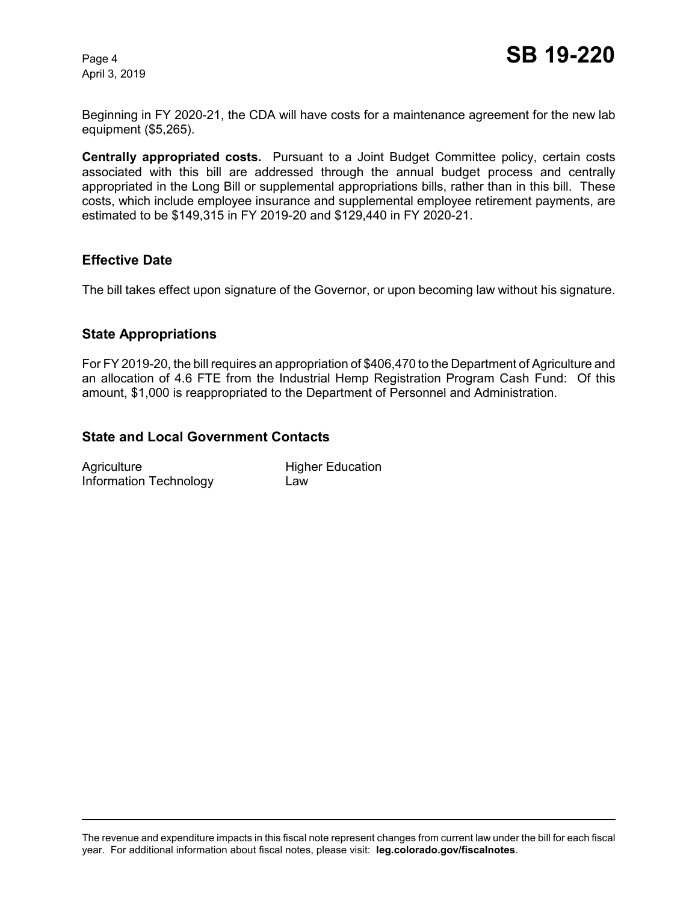Beginning in FY 2020-21, the CDA will have costs for a maintenance agreement for the new lab equipment ($5,265).

**Centrally appropriated costs.** Pursuant to a Joint Budget Committee policy, certain costs associated with this bill are addressed through the annual budget process and centrally appropriated in the Long Bill or supplemental appropriations bills, rather than in this bill. These costs, which include employee insurance and supplemental employee retirement payments, are estimated to be $149,315 in FY 2019-20 and $129,440 in FY 2020-21.

## Effective Date

The bill takes effect upon signature of the Governor, or upon becoming law without his signature.

## State Appropriations

For FY 2019-20, the bill requires an appropriation of $406,470 to the Department of Agriculture and an allocation of 4.6 FTE from the Industrial Hemp Registration Program Cash Fund: Of this amount, $1,000 is reappropriated to the Department of Personnel and Administration.

## State and Local Government Contacts

| | |
|---|---|
| Agriculture | Higher Education |
| Information Technology | Law |

The revenue and expenditure impacts in this fiscal note represent changes from current law under the bill for each fiscal year. For additional information about fiscal notes, please visit: **leg.colorado.gov/fiscalnotes**.